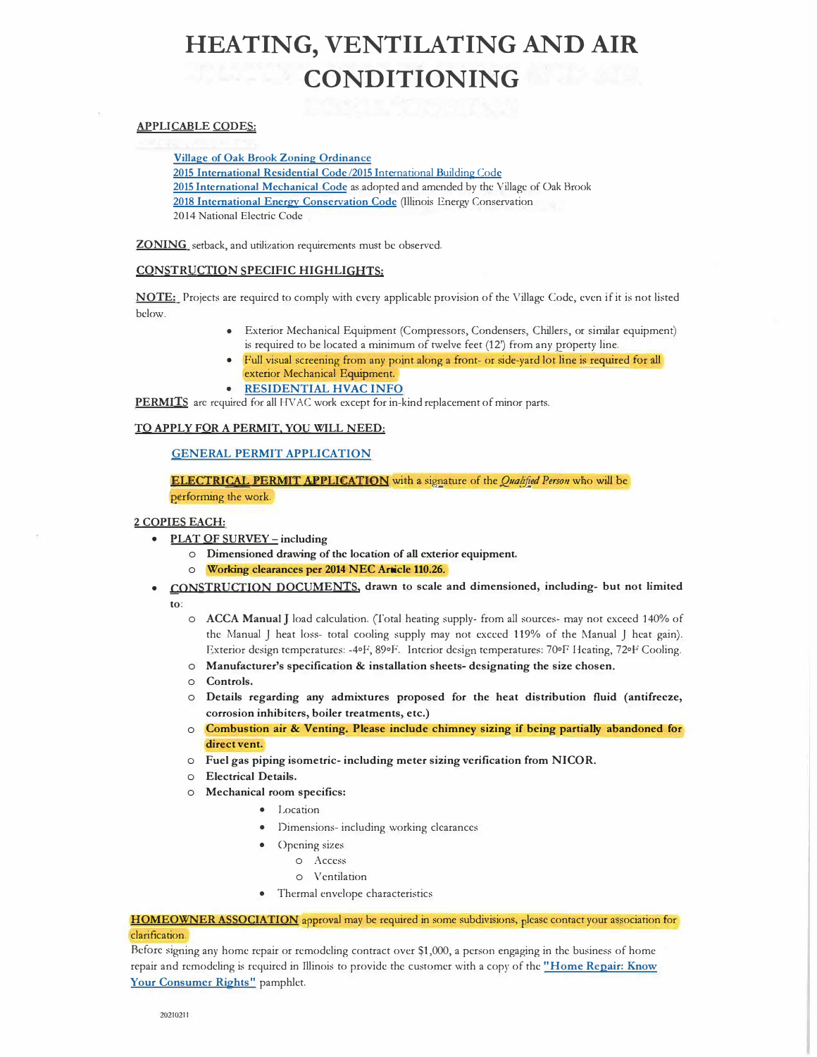# HEATING, VENTILATING AND AIR CONDITIONING

**APPLICABLE CODES:**

- Village of Oak Brook Zoning Ordinance
- 2015 International Residential Code /2015 International Building Code
- 2015 International Mechanical Code as adopted and amended by the Village of Oak Brook
- 2018 International Energy Conservation Code (Illinois Energy Conservation)
- 2014 National Electric Code

**ZONING** setback, and utilization requirements must be observed.

**CONSTRUCTION SPECIFIC HIGHLIGHTS:**

**NOTE:** Projects are required to comply with every applicable provision of the Village Code, even if it is not listed below.

- Exterior Mechanical Equipment (Compressors, Condensers, Chillers, or similar equipment) is required to be located a minimum of twelve feet (12') from any property line.
- Full visual screening from any point along a front- or side-yard lot line is required for all exterior Mechanical Equipment.
- **RESIDENTIAL HVAC INFO**

**PERMITS** are required for all HVAC work except for in-kind replacement of minor parts.

**TO APPLY FOR A PERMIT, YOU WILL NEED:**

**GENERAL PERMIT APPLICATION**

**ELECTRICAL PERMIT APPLICATION** with a signature of the *Qualified Person* who will be performing the work.

**2 COPIES EACH:**

- **PLAT OF SURVEY – including**
  - **Dimensioned drawing of the location of all exterior equipment.**
  - **Working clearances per 2014 NEC Article 110.26.**
- **CONSTRUCTION DOCUMENTS, drawn to scale and dimensioned, including- but not limited to:**
  - **ACCA Manual J** load calculation. (Total heating supply- from all sources- may not exceed 140% of the Manual J heat loss- total cooling supply may not exceed 119% of the Manual J heat gain). Exterior design temperatures: -4°F, 89°F. Interior design temperatures: 70°F Heating, 72°F Cooling.
  - **Manufacturer's specification & installation sheets- designating the size chosen.**
  - **Controls.**
  - **Details regarding any admixtures proposed for the heat distribution fluid (antifreeze, corrosion inhibiters, boiler treatments, etc.)**
  - **Combustion air & Venting. Please include chimney sizing if being partially abandoned for direct vent.**
  - **Fuel gas piping isometric- including meter sizing verification from NICOR.**
  - **Electrical Details.**
  - **Mechanical room specifics:**
    - Location
    - Dimensions- including working clearances
    - Opening sizes
      - Access
      - Ventilation
    - Thermal envelope characteristics

**HOMEOWNER ASSOCIATION** approval may be required in some subdivisions, please contact your association for clarification.

Before signing any home repair or remodeling contract over $1,000, a person engaging in the business of home repair and remodeling is required in Illinois to provide the customer with a copy of the **"Home Repair: Know Your Consumer Rights"** pamphlet.

20210211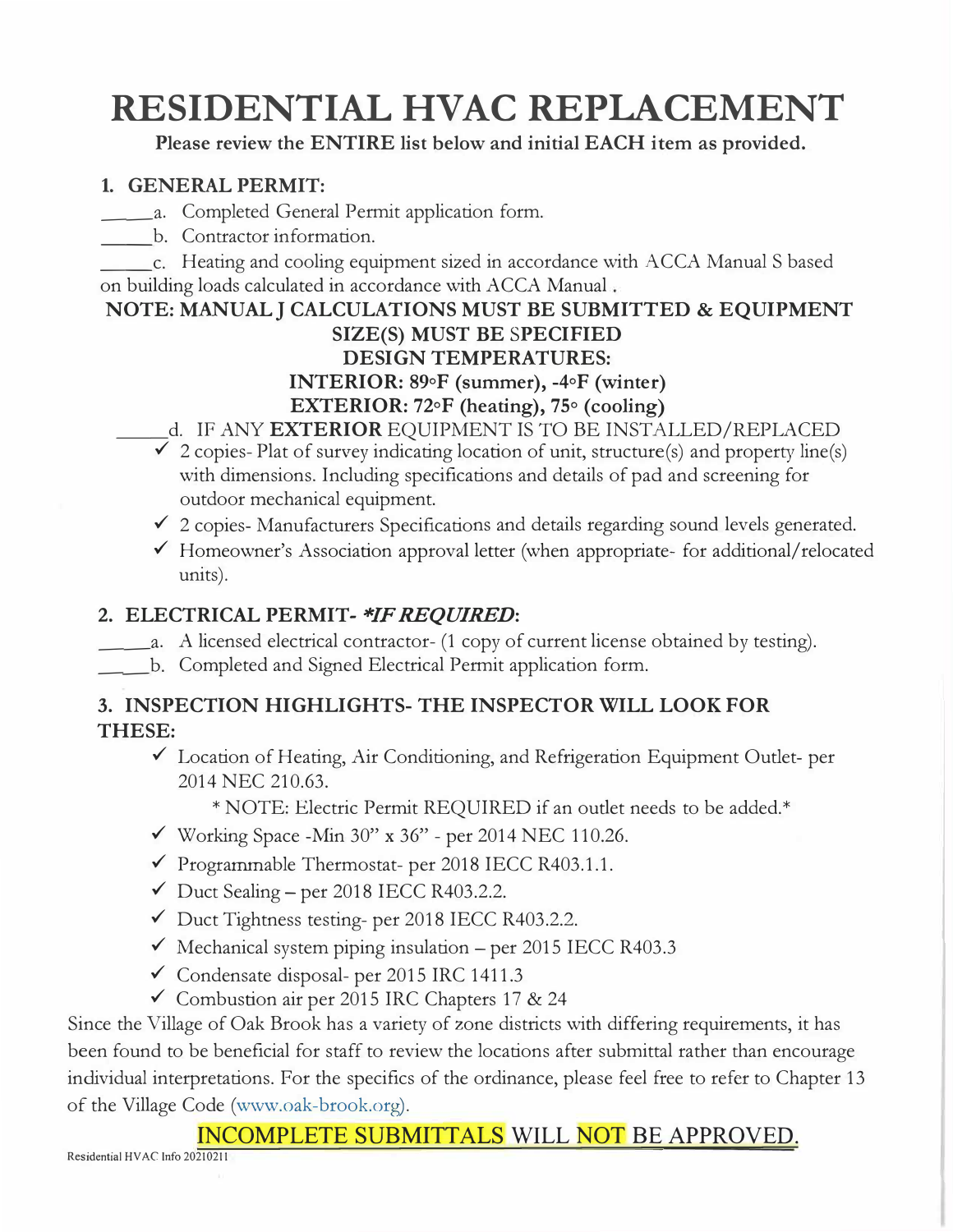# RESIDENTIAL HVAC REPLACEMENT

**Please review the ENTIRE list below and initial EACH item as provided.**

## 1. GENERAL PERMIT:

______a. Completed General Permit application form.

______b. Contractor information.

______c. Heating and cooling equipment sized in accordance with ACCA Manual S based on building loads calculated in accordance with ACCA Manual .

**NOTE: MANUAL J CALCULATIONS MUST BE SUBMITTED & EQUIPMENT SIZE(S) MUST BE SPECIFIED**

**DESIGN TEMPERATURES:**

**INTERIOR: 89°F (summer), -4°F (winter)**

**EXTERIOR: 72°F (heating), 75° (cooling)**

______d. IF ANY **EXTERIOR** EQUIPMENT IS TO BE INSTALLED/REPLACED

- ✓ 2 copies- Plat of survey indicating location of unit, structure(s) and property line(s) with dimensions. Including specifications and details of pad and screening for outdoor mechanical equipment.
- ✓ 2 copies- Manufacturers Specifications and details regarding sound levels generated.
- ✓ Homeowner's Association approval letter (when appropriate- for additional/relocated units).

## 2. ELECTRICAL PERMIT- *\*IF REQUIRED*:

______a. A licensed electrical contractor- (1 copy of current license obtained by testing).

______b. Completed and Signed Electrical Permit application form.

## 3. INSPECTION HIGHLIGHTS- THE INSPECTOR WILL LOOK FOR THESE:

- ✓ Location of Heating, Air Conditioning, and Refrigeration Equipment Outlet- per 2014 NEC 210.63.

  \* NOTE: Electric Permit REQUIRED if an outlet needs to be added.\*
- ✓ Working Space -Min 30" x 36" - per 2014 NEC 110.26.
- ✓ Programmable Thermostat- per 2018 IECC R403.1.1.
- ✓ Duct Sealing – per 2018 IECC R403.2.2.
- ✓ Duct Tightness testing- per 2018 IECC R403.2.2.
- ✓ Mechanical system piping insulation – per 2015 IECC R403.3
- ✓ Condensate disposal- per 2015 IRC 1411.3
- ✓ Combustion air per 2015 IRC Chapters 17 & 24

Since the Village of Oak Brook has a variety of zone districts with differing requirements, it has been found to be beneficial for staff to review the locations after submittal rather than encourage individual interpretations. For the specifics of the ordinance, please feel free to refer to Chapter 13 of the Village Code (www.oak-brook.org).

<u>INCOMPLETE SUBMITTALS WILL NOT BE APPROVED.</u>

Residential HVAC Info 20210211